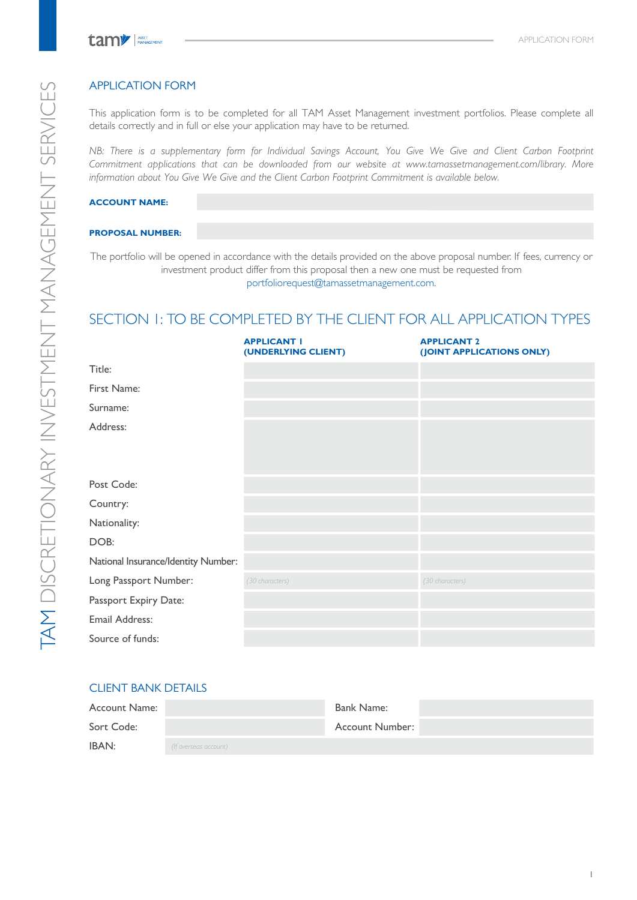# APPLICATION FORM

This application form is to be completed for all TAM Asset Management investment portfolios. Please complete all details correctly and in full or else your application may have to be returned.

*NB: There is a supplementary form for Individual Savings Account, You Give We Give and Client Carbon Footprint Commitment applications that can be downloaded from our website at www.tamassetmanagement.com/library. More information about You Give We Give and the Client Carbon Footprint Commitment is available below.*

**ACCOUNT NAME:**

**PROPOSAL NUMBER:**

The portfolio will be opened in accordance with the details provided on the above proposal number. If fees, currency or investment product differ from this proposal then a new one must be requested from portfoliorequest@tamassetmanagement.com.

## SECTION 1: TO BE COMPLETED BY THE CLIENT FOR ALL APPLICATION TYPES

| | **APPLICANT 1 (UNDERLYING CLIENT)** | **APPLICANT 2 (JOINT APPLICATIONS ONLY)** |
|---|---|---|
| Title: | | |
| First Name: | | |
| Surname: | | |
| Address: | | |
| Post Code: | | |
| Country: | | |
| Nationality: | | |
| DOB: | | |
| National Insurance/Identity Number: | | |
| Long Passport Number: | (30 characters) | (30 characters) |
| Passport Expiry Date: | | |
| Email Address: | | |
| Source of funds: | | |

### CLIENT BANK DETAILS

| | | | |
|---|---|---|---|
| Account Name: | | Bank Name: | |
| Sort Code: | | Account Number: | |
| IBAN: | (If overseas account) | | |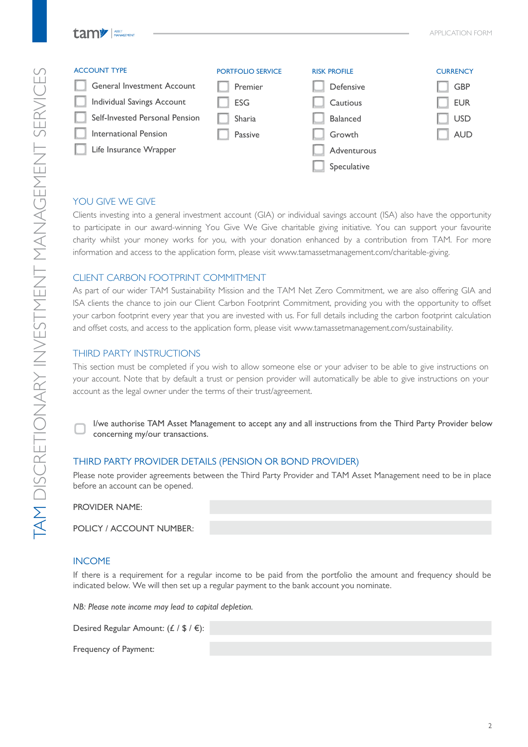| ACCOUNT TYPE | PORTFOLIO SERVICE | RISK PROFILE | CURRENCY |
| --- | --- | --- | --- |
| ☐ General Investment Account | ☐ Premier | ☐ Defensive | ☐ GBP |
| ☐ Individual Savings Account | ☐ ESG | ☐ Cautious | ☐ EUR |
| ☐ Self-Invested Personal Pension | ☐ Sharia | ☐ Balanced | ☐ USD |
| ☐ International Pension | ☐ Passive | ☐ Growth | ☐ AUD |
| ☐ Life Insurance Wrapper | | ☐ Adventurous | |
| | | ☐ Speculative | |

## YOU GIVE WE GIVE

Clients investing into a general investment account (GIA) or individual savings account (ISA) also have the opportunity to participate in our award-winning You Give We Give charitable giving initiative. You can support your favourite charity whilst your money works for you, with your donation enhanced by a contribution from TAM. For more information and access to the application form, please visit www.tamassetmanagement.com/charitable-giving.

## CLIENT CARBON FOOTPRINT COMMITMENT

As part of our wider TAM Sustainability Mission and the TAM Net Zero Commitment, we are also offering GIA and ISA clients the chance to join our Client Carbon Footprint Commitment, providing you with the opportunity to offset your carbon footprint every year that you are invested with us. For full details including the carbon footprint calculation and offset costs, and access to the application form, please visit www.tamassetmanagement.com/sustainability.

## THIRD PARTY INSTRUCTIONS

This section must be completed if you wish to allow someone else or your adviser to be able to give instructions on your account. Note that by default a trust or pension provider will automatically be able to give instructions on your account as the legal owner under the terms of their trust/agreement.

☐ I/we authorise TAM Asset Management to accept any and all instructions from the Third Party Provider below concerning my/our transactions.

## THIRD PARTY PROVIDER DETAILS (PENSION OR BOND PROVIDER)

Please note provider agreements between the Third Party Provider and TAM Asset Management need to be in place before an account can be opened.

PROVIDER NAME:

POLICY / ACCOUNT NUMBER:

## INCOME

If there is a requirement for a regular income to be paid from the portfolio the amount and frequency should be indicated below. We will then set up a regular payment to the bank account you nominate.

*NB: Please note income may lead to capital depletion.*

Desired Regular Amount: (£ / $ / €):

Frequency of Payment: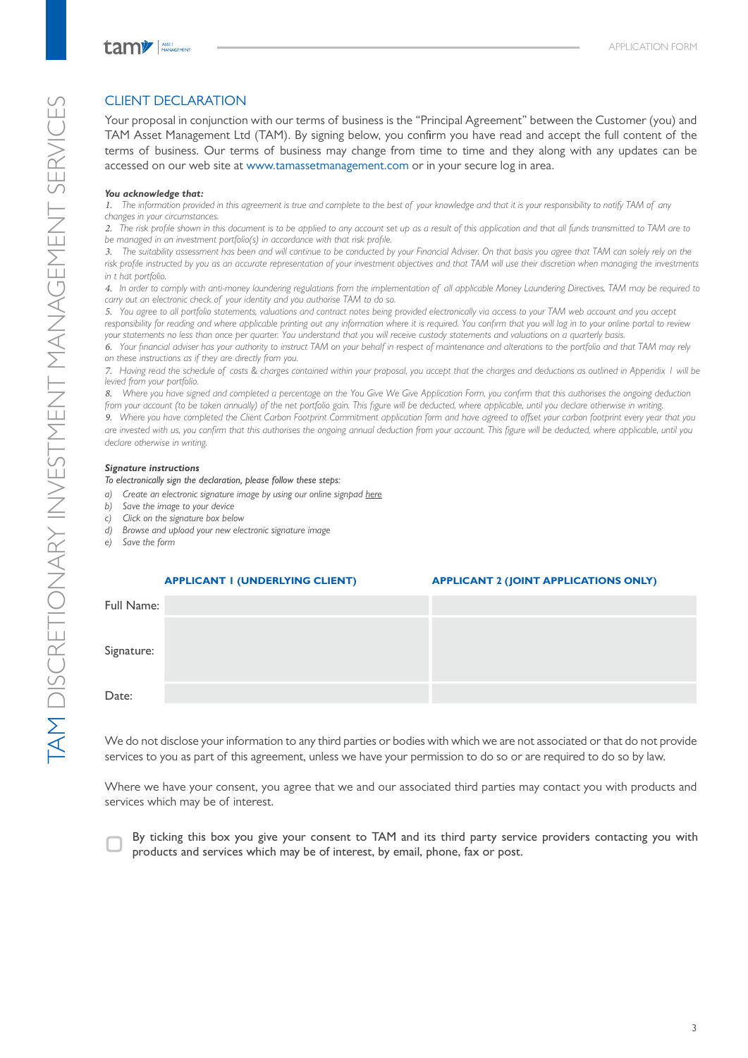## CLIENT DECLARATION

Your proposal in conjunction with our terms of business is the "Principal Agreement" between the Customer (you) and TAM Asset Management Ltd (TAM). By signing below, you confirm you have read and accept the full content of the terms of business. Our terms of business may change from time to time and they along with any updates can be accessed on our web site at www.tamassetmanagement.com or in your secure log in area.

***You acknowledge that:***

*1. The information provided in this agreement is true and complete to the best of your knowledge and that it is your responsibility to notify TAM of any changes in your circumstances.*

*2. The risk profile shown in this document is to be applied to any account set up as a result of this application and that all funds transmitted to TAM are to be managed in an investment portfolio(s) in accordance with that risk profile.*

*3. The suitability assessment has been and will continue to be conducted by your Financial Adviser. On that basis you agree that TAM can solely rely on the risk profile instructed by you as an accurate representation of your investment objectives and that TAM will use their discretion when managing the investments in t hat portfolio.*

*4. In order to comply with anti-money laundering regulations from the implementation of all applicable Money Laundering Directives, TAM may be required to carry out an electronic check of your identity and you authorise TAM to do so.*

*5. You agree to all portfolio statements, valuations and contract notes being provided electronically via access to your TAM web account and you accept responsibility for reading and where applicable printing out any information where it is required. You confirm that you will log in to your online portal to review your statements no less than once per quarter. You understand that you will receive custody statements and valuations on a quarterly basis.*

*6. Your financial adviser has your authority to instruct TAM on your behalf in respect of maintenance and alterations to the portfolio and that TAM may rely on these instructions as if they are directly from you.*

*7. Having read the schedule of costs & charges contained within your proposal, you accept that the charges and deductions as outlined in Appendix 1 will be levied from your portfolio.*

*8. Where you have signed and completed a percentage on the You Give We Give Application Form, you confirm that this authorises the ongoing deduction from your account (to be taken annually) of the net portfolio gain. This figure will be deducted, where applicable, until you declare otherwise in writing.*

*9. Where you have completed the Client Carbon Footprint Commitment application form and have agreed to offset your carbon footprint every year that you are invested with us, you confirm that this authorises the ongoing annual deduction from your account. This figure will be deducted, where applicable, until you declare otherwise in writing.*

***Signature instructions***

*To electronically sign the declaration, please follow these steps:*

*a) Create an electronic signature image by using our online signpad here*
*b) Save the image to your device*
*c) Click on the signature box below*
*d) Browse and upload your new electronic signature image*
*e) Save the form*

| | **APPLICANT 1 (UNDERLYING CLIENT)** | **APPLICANT 2 (JOINT APPLICATIONS ONLY)** |
|---|---|---|
| Full Name: | | |
| Signature: | | |
| Date: | | |

We do not disclose your information to any third parties or bodies with which we are not associated or that do not provide services to you as part of this agreement, unless we have your permission to do so or are required to do so by law.

Where we have your consent, you agree that we and our associated third parties may contact you with products and services which may be of interest.

☐ By ticking this box you give your consent to TAM and its third party service providers contacting you with products and services which may be of interest, by email, phone, fax or post.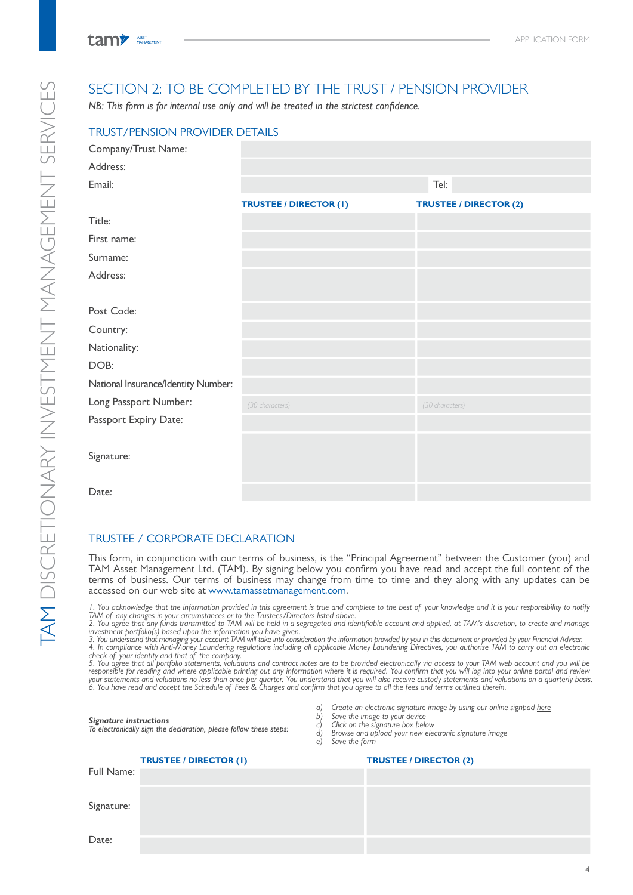# SECTION 2: TO BE COMPLETED BY THE TRUST / PENSION PROVIDER

*NB: This form is for internal use only and will be treated in the strictest confidence.*

## TRUST/PENSION PROVIDER DETAILS

| | | | |
|---|---|---|---|
| Company/Trust Name: | | | |
| Address: | | | |
| Email: | | Tel: | |

| | **TRUSTEE / DIRECTOR (1)** | **TRUSTEE / DIRECTOR (2)** |
|---|---|---|
| Title: | | |
| First name: | | |
| Surname: | | |
| Address: | | |
| Post Code: | | |
| Country: | | |
| Nationality: | | |
| DOB: | | |
| National Insurance/Identity Number: | | |
| Long Passport Number: | *(30 characters)* | *(30 characters)* |
| Passport Expiry Date: | | |
| Signature: | | |
| Date: | | |

## TRUSTEE / CORPORATE DECLARATION

This form, in conjunction with our terms of business, is the "Principal Agreement" between the Customer (you) and TAM Asset Management Ltd. (TAM). By signing below you confirm you have read and accept the full content of the terms of business. Our terms of business may change from time to time and they along with any updates can be accessed on our web site at www.tamassetmanagement.com.

*1. You acknowledge that the information provided in this agreement is true and complete to the best of your knowledge and it is your responsibility to notify TAM of any changes in your circumstances or to the Trustees/Directors listed above.*
*2. You agree that any funds transmitted to TAM will be held in a segregated and identifiable account and applied, at TAM's discretion, to create and manage investment portfolio(s) based upon the information you have given.*
*3. You understand that managing your account TAM will take into consideration the information provided by you in this document or provided by your Financial Adviser.*
*4. In compliance with Anti-Money Laundering regulations including all applicable Money Laundering Directives, you authorise TAM to carry out an electronic check of your identity and that of the company.*
*5. You agree that all portfolio statements, valuations and contract notes are to be provided electronically via access to your TAM web account and you will be responsible for reading and where applicable printing out any information where it is required. You confirm that you will log into your online portal and review your statements and valuations no less than once per quarter. You understand that you will also receive custody statements and valuations on a quarterly basis.*
*6. You have read and accept the Schedule of Fees & Charges and confirm that you agree to all the fees and terms outlined therein.*

***Signature instructions***
*To electronically sign the declaration, please follow these steps:*

*a) Create an electronic signature image by using our online signpad here*
*b) Save the image to your device*
*c) Click on the signature box below*
*d) Browse and upload your new electronic signature image*
*e) Save the form*

| | **TRUSTEE / DIRECTOR (1)** | **TRUSTEE / DIRECTOR (2)** |
|---|---|---|
| Full Name: | | |
| Signature: | | |
| Date: | | |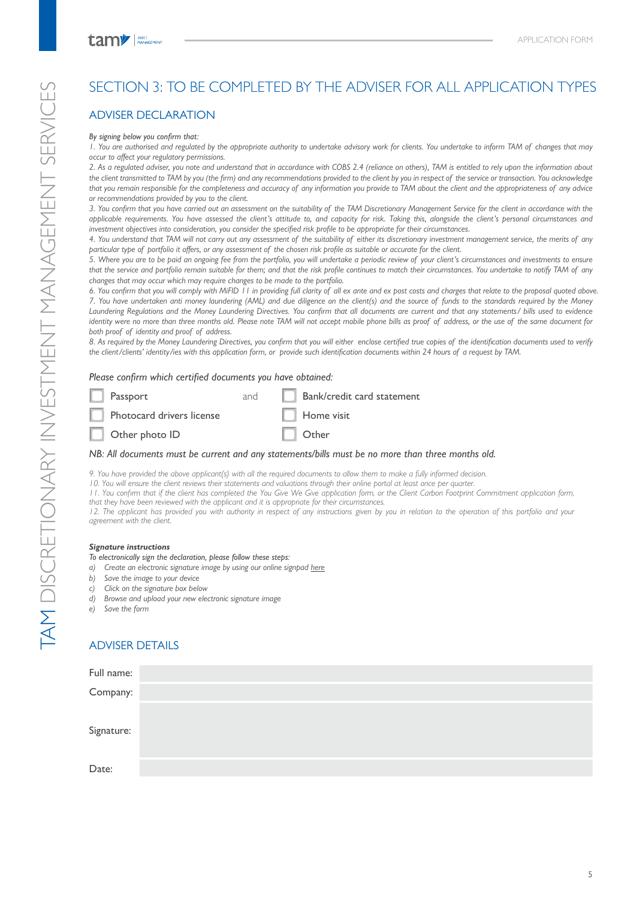## SECTION 3: TO BE COMPLETED BY THE ADVISER FOR ALL APPLICATION TYPES

### ADVISER DECLARATION

*By signing below you confirm that:*

*1. You are authorised and regulated by the appropriate authority to undertake advisory work for clients. You undertake to inform TAM of changes that may occur to affect your regulatory permissions.*

*2. As a regulated adviser, you note and understand that in accordance with COBS 2.4 (reliance on others), TAM is entitled to rely upon the information about the client transmitted to TAM by you (the firm) and any recommendations provided to the client by you in respect of the service or transaction. You acknowledge that you remain responsible for the completeness and accuracy of any information you provide to TAM about the client and the appropriateness of any advice or recommendations provided by you to the client.*

*3. You confirm that you have carried out an assessment on the suitability of the TAM Discretionary Management Service for the client in accordance with the applicable requirements. You have assessed the client's attitude to, and capacity for risk. Taking this, alongside the client's personal circumstances and investment objectives into consideration, you consider the specified risk profile to be appropriate for their circumstances.*

*4. You understand that TAM will not carry out any assessment of the suitability of either its discretionary investment management service, the merits of any particular type of portfolio it offers, or any assessment of the chosen risk profile as suitable or accurate for the client.*

*5. Where you are to be paid an ongoing fee from the portfolio, you will undertake a periodic review of your client's circumstances and investments to ensure that the service and portfolio remain suitable for them; and that the risk profile continues to match their circumstances. You undertake to notify TAM of any changes that may occur which may require changes to be made to the portfolio.*

*6. You confirm that you will comply with MiFID II in providing full clarity of all ex ante and ex post costs and charges that relate to the proposal quoted above.*

*7. You have undertaken anti money laundering (AML) and due diligence on the client(s) and the source of funds to the standards required by the Money Laundering Regulations and the Money Laundering Directives. You confirm that all documents are current and that any statements/ bills used to evidence identity were no more than three months old. Please note TAM will not accept mobile phone bills as proof of address, or the use of the same document for both proof of identity and proof of address.*

*8. As required by the Money Laundering Directives, you confirm that you will either enclose certified true copies of the identification documents used to verify the client/clients' identity/ies with this application form, or provide such identification documents within 24 hours of a request by TAM.*

*Please confirm which certified documents you have obtained:*

- ☐ Passport
- ☐ Photocard drivers license
- ☐ Other photo ID

and

- ☐ Bank/credit card statement
- ☐ Home visit
- ☐ Other

*NB: All documents must be current and any statements/bills must be no more than three months old.*

*9. You have provided the above applicant(s) with all the required documents to allow them to make a fully informed decision.*

*10. You will ensure the client reviews their statements and valuations through their online portal at least once per quarter.*

*11. You confirm that if the client has completed the You Give We Give application form, or the Client Carbon Footprint Commitment application form, that they have been reviewed with the applicant and it is appropriate for their circumstances.*

*12. The applicant has provided you with authority in respect of any instructions given by you in relation to the operation of this portfolio and your agreement with the client.*

***Signature instructions***

*To electronically sign the declaration, please follow these steps:*

*a) Create an electronic signature image by using our online signpad here*
*b) Save the image to your device*
*c) Click on the signature box below*
*d) Browse and upload your new electronic signature image*
*e) Save the form*

### ADVISER DETAILS

| | |
|---|---|
| Full name: | |
| Company: | |
| Signature: | |
| Date: | |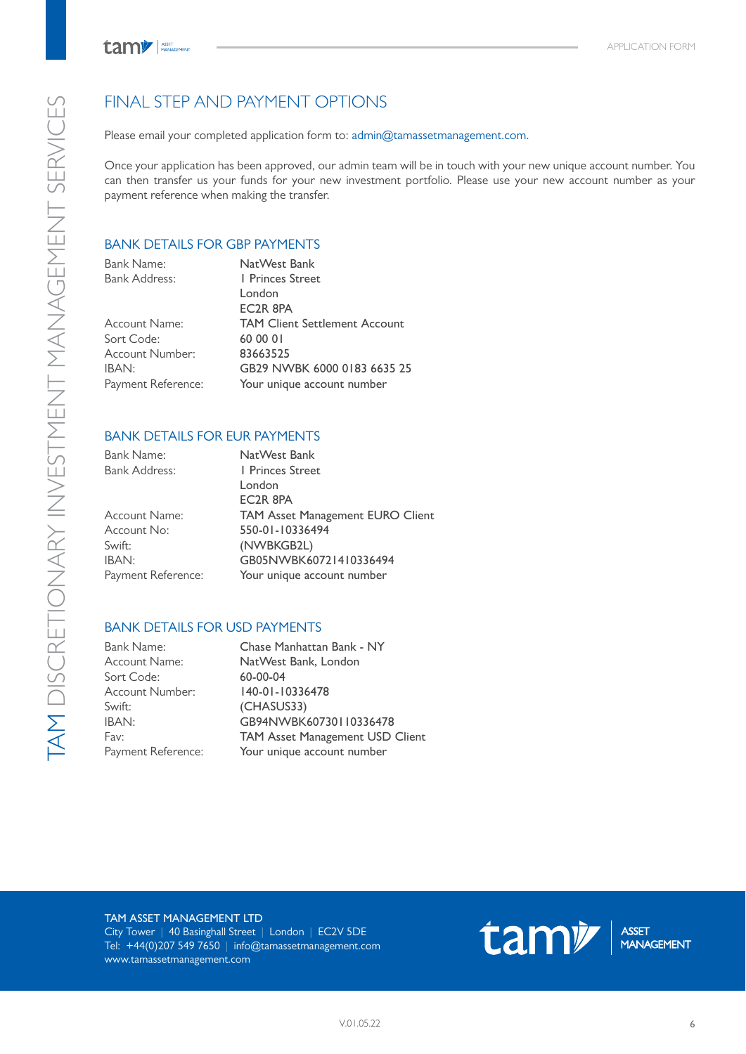# FINAL STEP AND PAYMENT OPTIONS

Please email your completed application form to: admin@tamassetmanagement.com.

Once your application has been approved, our admin team will be in touch with your new unique account number. You can then transfer us your funds for your new investment portfolio. Please use your new account number as your payment reference when making the transfer.

## BANK DETAILS FOR GBP PAYMENTS

| | |
|---|---|
| Bank Name: | NatWest Bank |
| Bank Address: | 1 Princes Street<br>London<br>EC2R 8PA |
| Account Name: | TAM Client Settlement Account |
| Sort Code: | 60 00 01 |
| Account Number: | 83663525 |
| IBAN: | GB29 NWBK 6000 0183 6635 25 |
| Payment Reference: | Your unique account number |

## BANK DETAILS FOR EUR PAYMENTS

| | |
|---|---|
| Bank Name: | NatWest Bank |
| Bank Address: | 1 Princes Street<br>London<br>EC2R 8PA |
| Account Name: | TAM Asset Management EURO Client |
| Account No: | 550-01-10336494 |
| Swift: | (NWBKGB2L) |
| IBAN: | GB05NWBK60721410336494 |
| Payment Reference: | Your unique account number |

## BANK DETAILS FOR USD PAYMENTS

| | |
|---|---|
| Bank Name: | Chase Manhattan Bank - NY |
| Account Name: | NatWest Bank, London |
| Sort Code: | 60-00-04 |
| Account Number: | 140-01-10336478 |
| Swift: | (CHASUS33) |
| IBAN: | GB94NWBK60730110336478 |
| Fav: | TAM Asset Management USD Client |
| Payment Reference: | Your unique account number |

TAM ASSET MANAGEMENT LTD
City Tower | 40 Basinghall Street | London | EC2V 5DE
Tel: +44(0)207 549 7650 | info@tamassetmanagement.com
www.tamassetmanagement.com